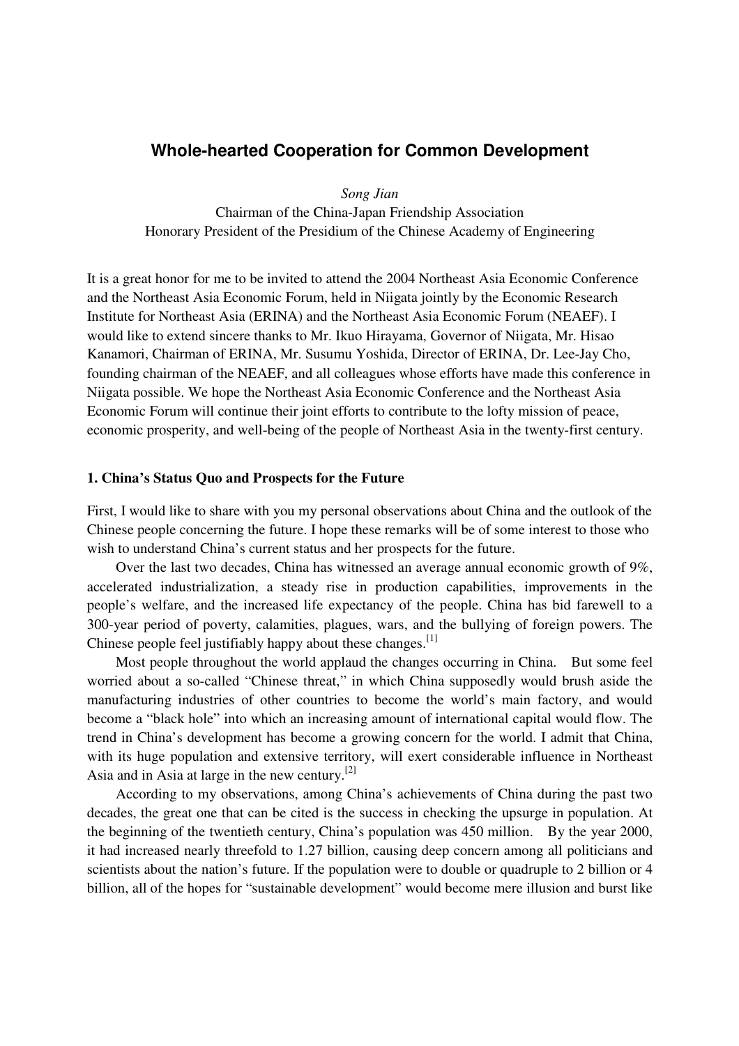# Whole-hearted Cooperation for Common Development

*Song Jian*

Chairman of the China-Japan Friendship Association
Honorary President of the Presidium of the Chinese Academy of Engineering

It is a great honor for me to be invited to attend the 2004 Northeast Asia Economic Conference and the Northeast Asia Economic Forum, held in Niigata jointly by the Economic Research Institute for Northeast Asia (ERINA) and the Northeast Asia Economic Forum (NEAEF). I would like to extend sincere thanks to Mr. Ikuo Hirayama, Governor of Niigata, Mr. Hisao Kanamori, Chairman of ERINA, Mr. Susumu Yoshida, Director of ERINA, Dr. Lee-Jay Cho, founding chairman of the NEAEF, and all colleagues whose efforts have made this conference in Niigata possible. We hope the Northeast Asia Economic Conference and the Northeast Asia Economic Forum will continue their joint efforts to contribute to the lofty mission of peace, economic prosperity, and well-being of the people of Northeast Asia in the twenty-first century.

## 1. China's Status Quo and Prospects for the Future

First, I would like to share with you my personal observations about China and the outlook of the Chinese people concerning the future. I hope these remarks will be of some interest to those who wish to understand China's current status and her prospects for the future.

Over the last two decades, China has witnessed an average annual economic growth of 9%, accelerated industrialization, a steady rise in production capabilities, improvements in the people's welfare, and the increased life expectancy of the people. China has bid farewell to a 300-year period of poverty, calamities, plagues, wars, and the bullying of foreign powers. The Chinese people feel justifiably happy about these changes.[1]

Most people throughout the world applaud the changes occurring in China. But some feel worried about a so-called "Chinese threat," in which China supposedly would brush aside the manufacturing industries of other countries to become the world's main factory, and would become a "black hole" into which an increasing amount of international capital would flow. The trend in China's development has become a growing concern for the world. I admit that China, with its huge population and extensive territory, will exert considerable influence in Northeast Asia and in Asia at large in the new century.[2]

According to my observations, among China's achievements of China during the past two decades, the great one that can be cited is the success in checking the upsurge in population. At the beginning of the twentieth century, China's population was 450 million. By the year 2000, it had increased nearly threefold to 1.27 billion, causing deep concern among all politicians and scientists about the nation's future. If the population were to double or quadruple to 2 billion or 4 billion, all of the hopes for "sustainable development" would become mere illusion and burst like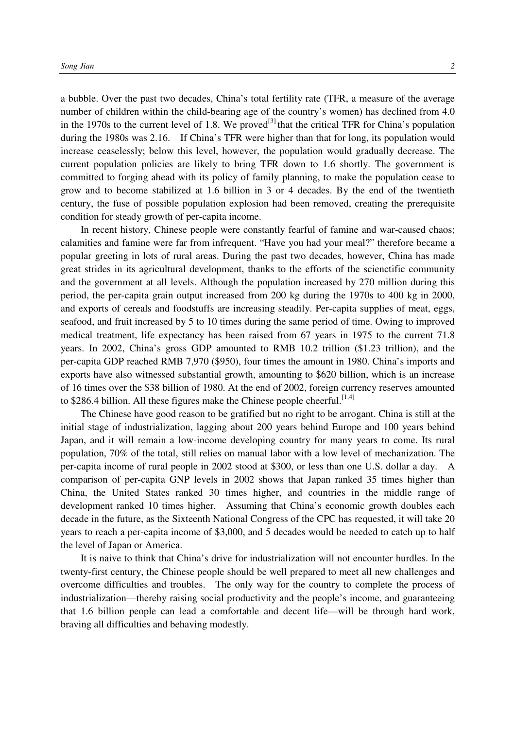a bubble. Over the past two decades, China's total fertility rate (TFR, a measure of the average number of children within the child-bearing age of the country's women) has declined from 4.0 in the 1970s to the current level of 1.8. We proved[3] that the critical TFR for China's population during the 1980s was 2.16. If China's TFR were higher than that for long, its population would increase ceaselessly; below this level, however, the population would gradually decrease. The current population policies are likely to bring TFR down to 1.6 shortly. The government is committed to forging ahead with its policy of family planning, to make the population cease to grow and to become stabilized at 1.6 billion in 3 or 4 decades. By the end of the twentieth century, the fuse of possible population explosion had been removed, creating the prerequisite condition for steady growth of per-capita income.

In recent history, Chinese people were constantly fearful of famine and war-caused chaos; calamities and famine were far from infrequent. "Have you had your meal?" therefore became a popular greeting in lots of rural areas. During the past two decades, however, China has made great strides in its agricultural development, thanks to the efforts of the scienctific community and the government at all levels. Although the population increased by 270 million during this period, the per-capita grain output increased from 200 kg during the 1970s to 400 kg in 2000, and exports of cereals and foodstuffs are increasing steadily. Per-capita supplies of meat, eggs, seafood, and fruit increased by 5 to 10 times during the same period of time. Owing to improved medical treatment, life expectancy has been raised from 67 years in 1975 to the current 71.8 years. In 2002, China's gross GDP amounted to RMB 10.2 trillion ($1.23 trillion), and the per-capita GDP reached RMB 7,970 ($950), four times the amount in 1980. China's imports and exports have also witnessed substantial growth, amounting to $620 billion, which is an increase of 16 times over the $38 billion of 1980. At the end of 2002, foreign currency reserves amounted to $286.4 billion. All these figures make the Chinese people cheerful.[1,4]

The Chinese have good reason to be gratified but no right to be arrogant. China is still at the initial stage of industrialization, lagging about 200 years behind Europe and 100 years behind Japan, and it will remain a low-income developing country for many years to come. Its rural population, 70% of the total, still relies on manual labor with a low level of mechanization. The per-capita income of rural people in 2002 stood at $300, or less than one U.S. dollar a day. A comparison of per-capita GNP levels in 2002 shows that Japan ranked 35 times higher than China, the United States ranked 30 times higher, and countries in the middle range of development ranked 10 times higher. Assuming that China's economic growth doubles each decade in the future, as the Sixteenth National Congress of the CPC has requested, it will take 20 years to reach a per-capita income of $3,000, and 5 decades would be needed to catch up to half the level of Japan or America.

It is naive to think that China's drive for industrialization will not encounter hurdles. In the twenty-first century, the Chinese people should be well prepared to meet all new challenges and overcome difficulties and troubles. The only way for the country to complete the process of industrialization—thereby raising social productivity and the people's income, and guaranteeing that 1.6 billion people can lead a comfortable and decent life—will be through hard work, braving all difficulties and behaving modestly.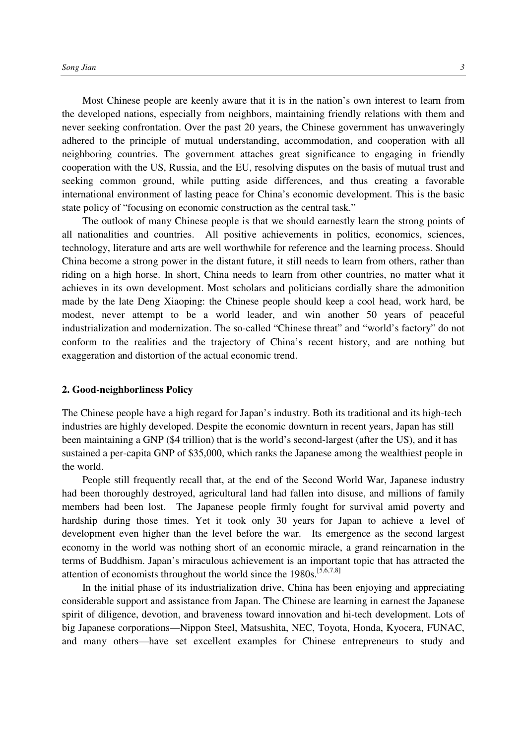Most Chinese people are keenly aware that it is in the nation's own interest to learn from the developed nations, especially from neighbors, maintaining friendly relations with them and never seeking confrontation. Over the past 20 years, the Chinese government has unwaveringly adhered to the principle of mutual understanding, accommodation, and cooperation with all neighboring countries. The government attaches great significance to engaging in friendly cooperation with the US, Russia, and the EU, resolving disputes on the basis of mutual trust and seeking common ground, while putting aside differences, and thus creating a favorable international environment of lasting peace for China's economic development. This is the basic state policy of "focusing on economic construction as the central task."

The outlook of many Chinese people is that we should earnestly learn the strong points of all nationalities and countries. All positive achievements in politics, economics, sciences, technology, literature and arts are well worthwhile for reference and the learning process. Should China become a strong power in the distant future, it still needs to learn from others, rather than riding on a high horse. In short, China needs to learn from other countries, no matter what it achieves in its own development. Most scholars and politicians cordially share the admonition made by the late Deng Xiaoping: the Chinese people should keep a cool head, work hard, be modest, never attempt to be a world leader, and win another 50 years of peaceful industrialization and modernization. The so-called "Chinese threat" and "world's factory" do not conform to the realities and the trajectory of China's recent history, and are nothing but exaggeration and distortion of the actual economic trend.

## 2. Good-neighborliness Policy

The Chinese people have a high regard for Japan's industry. Both its traditional and its high-tech industries are highly developed. Despite the economic downturn in recent years, Japan has still been maintaining a GNP ($4 trillion) that is the world's second-largest (after the US), and it has sustained a per-capita GNP of $35,000, which ranks the Japanese among the wealthiest people in the world.

People still frequently recall that, at the end of the Second World War, Japanese industry had been thoroughly destroyed, agricultural land had fallen into disuse, and millions of family members had been lost. The Japanese people firmly fought for survival amid poverty and hardship during those times. Yet it took only 30 years for Japan to achieve a level of development even higher than the level before the war. Its emergence as the second largest economy in the world was nothing short of an economic miracle, a grand reincarnation in the terms of Buddhism. Japan's miraculous achievement is an important topic that has attracted the attention of economists throughout the world since the 1980s.[5,6,7,8]

In the initial phase of its industrialization drive, China has been enjoying and appreciating considerable support and assistance from Japan. The Chinese are learning in earnest the Japanese spirit of diligence, devotion, and braveness toward innovation and hi-tech development. Lots of big Japanese corporations—Nippon Steel, Matsushita, NEC, Toyota, Honda, Kyocera, FUNAC, and many others—have set excellent examples for Chinese entrepreneurs to study and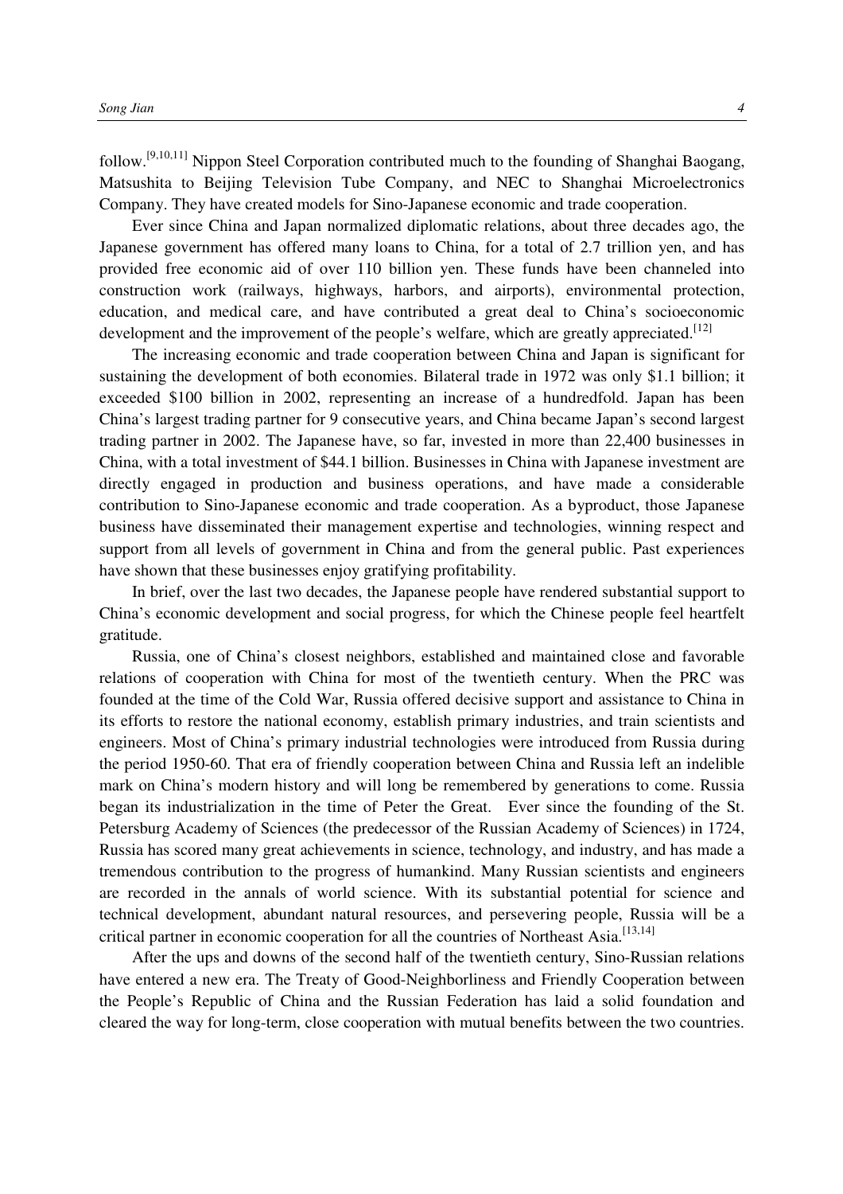follow.[9,10,11] Nippon Steel Corporation contributed much to the founding of Shanghai Baogang, Matsushita to Beijing Television Tube Company, and NEC to Shanghai Microelectronics Company. They have created models for Sino-Japanese economic and trade cooperation.

Ever since China and Japan normalized diplomatic relations, about three decades ago, the Japanese government has offered many loans to China, for a total of 2.7 trillion yen, and has provided free economic aid of over 110 billion yen. These funds have been channeled into construction work (railways, highways, harbors, and airports), environmental protection, education, and medical care, and have contributed a great deal to China's socioeconomic development and the improvement of the people's welfare, which are greatly appreciated.[12]

The increasing economic and trade cooperation between China and Japan is significant for sustaining the development of both economies. Bilateral trade in 1972 was only $1.1 billion; it exceeded $100 billion in 2002, representing an increase of a hundredfold. Japan has been China's largest trading partner for 9 consecutive years, and China became Japan's second largest trading partner in 2002. The Japanese have, so far, invested in more than 22,400 businesses in China, with a total investment of $44.1 billion. Businesses in China with Japanese investment are directly engaged in production and business operations, and have made a considerable contribution to Sino-Japanese economic and trade cooperation. As a byproduct, those Japanese business have disseminated their management expertise and technologies, winning respect and support from all levels of government in China and from the general public. Past experiences have shown that these businesses enjoy gratifying profitability.

In brief, over the last two decades, the Japanese people have rendered substantial support to China's economic development and social progress, for which the Chinese people feel heartfelt gratitude.

Russia, one of China's closest neighbors, established and maintained close and favorable relations of cooperation with China for most of the twentieth century. When the PRC was founded at the time of the Cold War, Russia offered decisive support and assistance to China in its efforts to restore the national economy, establish primary industries, and train scientists and engineers. Most of China's primary industrial technologies were introduced from Russia during the period 1950-60. That era of friendly cooperation between China and Russia left an indelible mark on China's modern history and will long be remembered by generations to come. Russia began its industrialization in the time of Peter the Great. Ever since the founding of the St. Petersburg Academy of Sciences (the predecessor of the Russian Academy of Sciences) in 1724, Russia has scored many great achievements in science, technology, and industry, and has made a tremendous contribution to the progress of humankind. Many Russian scientists and engineers are recorded in the annals of world science. With its substantial potential for science and technical development, abundant natural resources, and persevering people, Russia will be a critical partner in economic cooperation for all the countries of Northeast Asia.[13,14]

After the ups and downs of the second half of the twentieth century, Sino-Russian relations have entered a new era. The Treaty of Good-Neighborliness and Friendly Cooperation between the People's Republic of China and the Russian Federation has laid a solid foundation and cleared the way for long-term, close cooperation with mutual benefits between the two countries.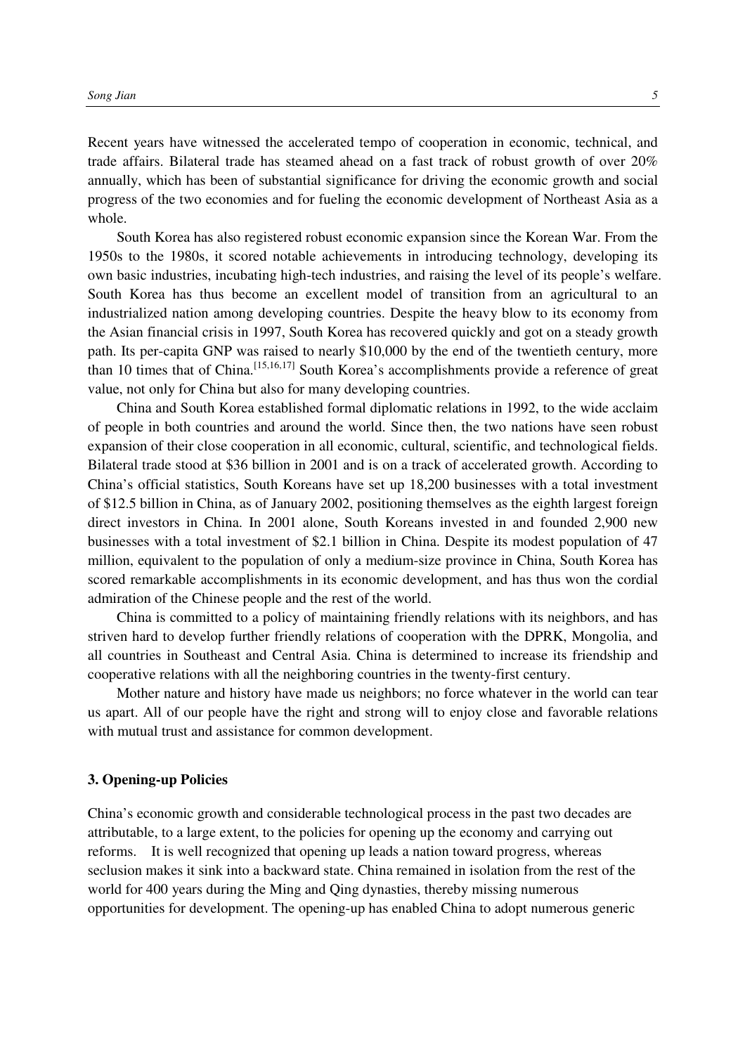Recent years have witnessed the accelerated tempo of cooperation in economic, technical, and trade affairs. Bilateral trade has steamed ahead on a fast track of robust growth of over 20% annually, which has been of substantial significance for driving the economic growth and social progress of the two economies and for fueling the economic development of Northeast Asia as a whole.

South Korea has also registered robust economic expansion since the Korean War. From the 1950s to the 1980s, it scored notable achievements in introducing technology, developing its own basic industries, incubating high-tech industries, and raising the level of its people's welfare. South Korea has thus become an excellent model of transition from an agricultural to an industrialized nation among developing countries. Despite the heavy blow to its economy from the Asian financial crisis in 1997, South Korea has recovered quickly and got on a steady growth path. Its per-capita GNP was raised to nearly $10,000 by the end of the twentieth century, more than 10 times that of China.[15,16,17] South Korea's accomplishments provide a reference of great value, not only for China but also for many developing countries.

China and South Korea established formal diplomatic relations in 1992, to the wide acclaim of people in both countries and around the world. Since then, the two nations have seen robust expansion of their close cooperation in all economic, cultural, scientific, and technological fields. Bilateral trade stood at $36 billion in 2001 and is on a track of accelerated growth. According to China's official statistics, South Koreans have set up 18,200 businesses with a total investment of $12.5 billion in China, as of January 2002, positioning themselves as the eighth largest foreign direct investors in China. In 2001 alone, South Koreans invested in and founded 2,900 new businesses with a total investment of $2.1 billion in China. Despite its modest population of 47 million, equivalent to the population of only a medium-size province in China, South Korea has scored remarkable accomplishments in its economic development, and has thus won the cordial admiration of the Chinese people and the rest of the world.

China is committed to a policy of maintaining friendly relations with its neighbors, and has striven hard to develop further friendly relations of cooperation with the DPRK, Mongolia, and all countries in Southeast and Central Asia. China is determined to increase its friendship and cooperative relations with all the neighboring countries in the twenty-first century.

Mother nature and history have made us neighbors; no force whatever in the world can tear us apart. All of our people have the right and strong will to enjoy close and favorable relations with mutual trust and assistance for common development.

### 3. Opening-up Policies

China's economic growth and considerable technological process in the past two decades are attributable, to a large extent, to the policies for opening up the economy and carrying out reforms. It is well recognized that opening up leads a nation toward progress, whereas seclusion makes it sink into a backward state. China remained in isolation from the rest of the world for 400 years during the Ming and Qing dynasties, thereby missing numerous opportunities for development. The opening-up has enabled China to adopt numerous generic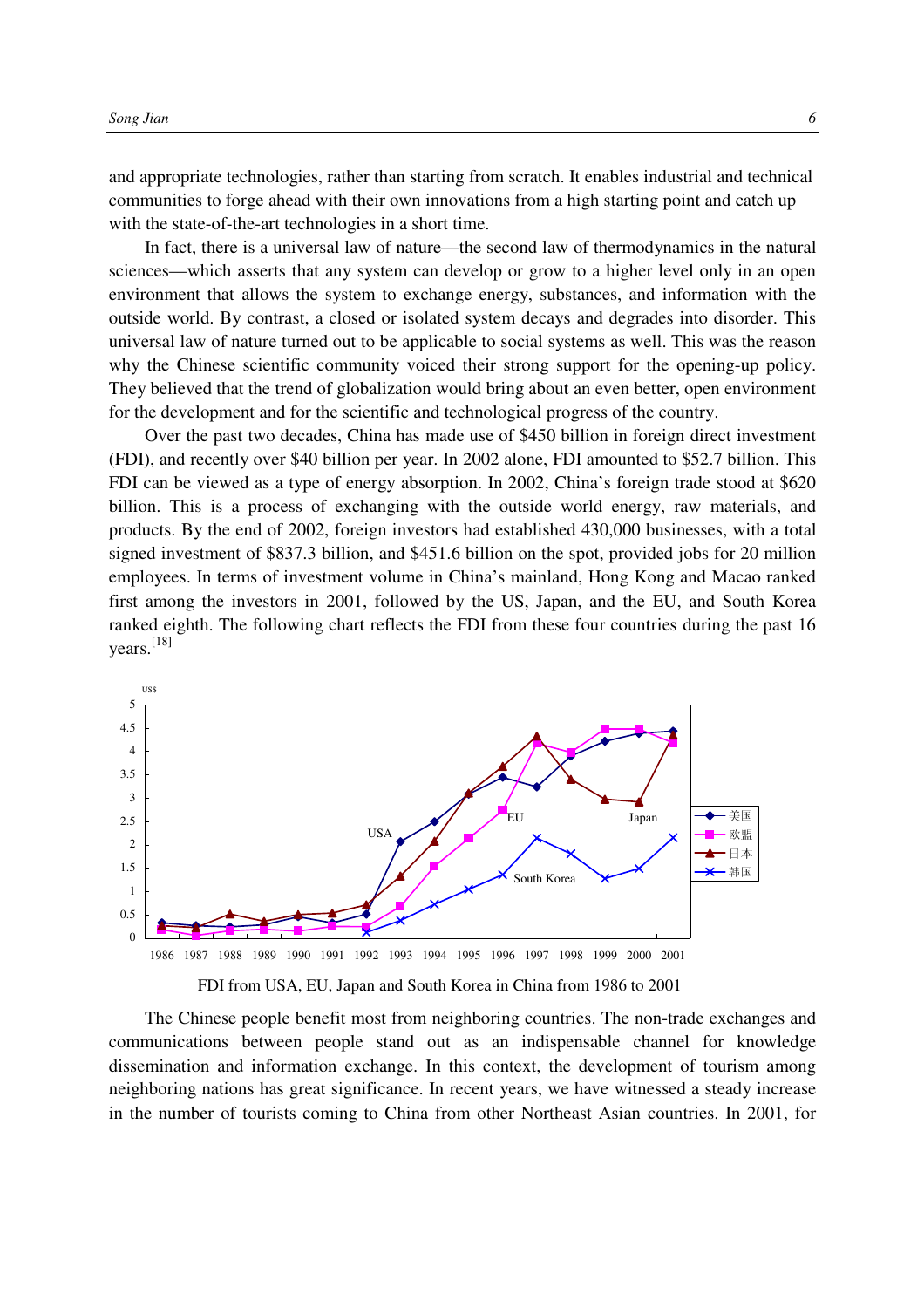and appropriate technologies, rather than starting from scratch. It enables industrial and technical communities to forge ahead with their own innovations from a high starting point and catch up with the state-of-the-art technologies in a short time.

In fact, there is a universal law of nature—the second law of thermodynamics in the natural sciences—which asserts that any system can develop or grow to a higher level only in an open environment that allows the system to exchange energy, substances, and information with the outside world. By contrast, a closed or isolated system decays and degrades into disorder. This universal law of nature turned out to be applicable to social systems as well. This was the reason why the Chinese scientific community voiced their strong support for the opening-up policy. They believed that the trend of globalization would bring about an even better, open environment for the development and for the scientific and technological progress of the country.

Over the past two decades, China has made use of $450 billion in foreign direct investment (FDI), and recently over $40 billion per year. In 2002 alone, FDI amounted to $52.7 billion. This FDI can be viewed as a type of energy absorption. In 2002, China's foreign trade stood at $620 billion. This is a process of exchanging with the outside world energy, raw materials, and products. By the end of 2002, foreign investors had established 430,000 businesses, with a total signed investment of $837.3 billion, and $451.6 billion on the spot, provided jobs for 20 million employees. In terms of investment volume in China's mainland, Hong Kong and Macao ranked first among the investors in 2001, followed by the US, Japan, and the EU, and South Korea ranked eighth. The following chart reflects the FDI from these four countries during the past 16 years.[18]

FDI from USA, EU, Japan and South Korea in China from 1986 to 2001

The Chinese people benefit most from neighboring countries. The non-trade exchanges and communications between people stand out as an indispensable channel for knowledge dissemination and information exchange. In this context, the development of tourism among neighboring nations has great significance. In recent years, we have witnessed a steady increase in the number of tourists coming to China from other Northeast Asian countries. In 2001, for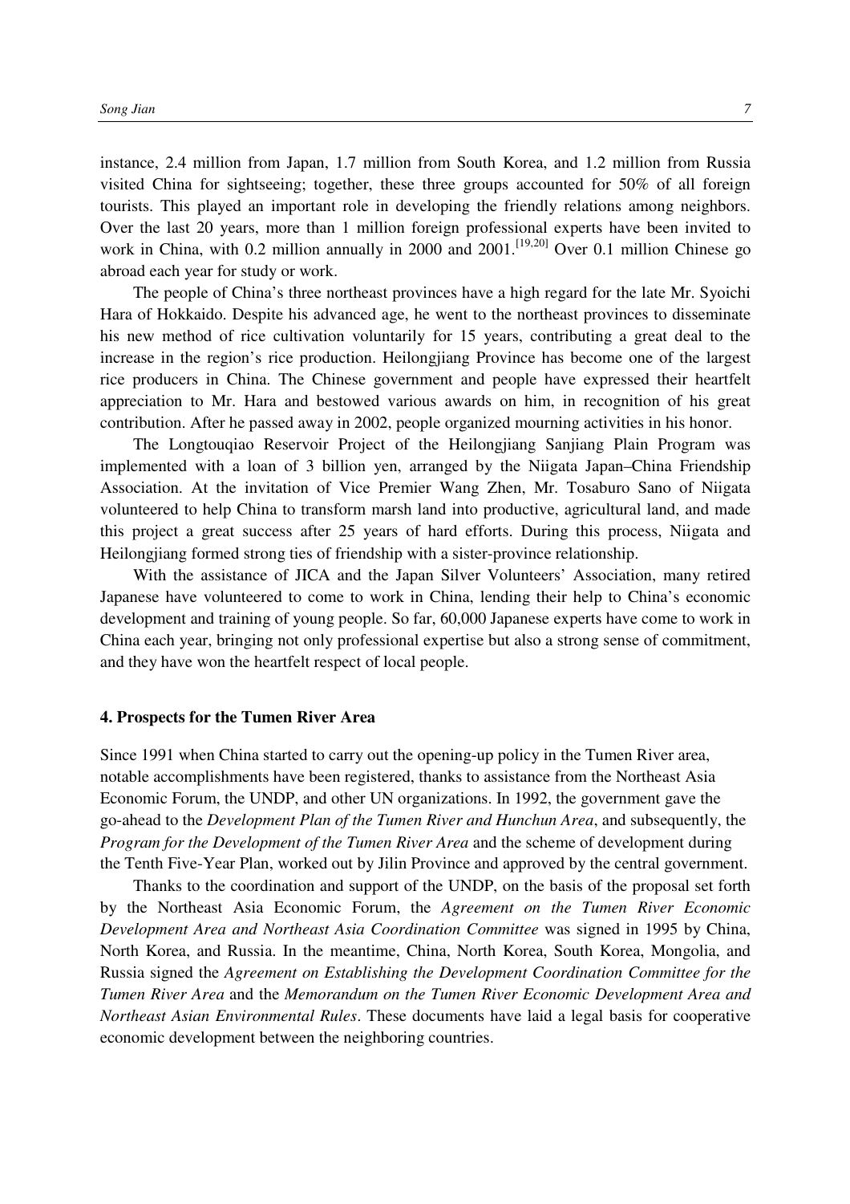instance, 2.4 million from Japan, 1.7 million from South Korea, and 1.2 million from Russia visited China for sightseeing; together, these three groups accounted for 50% of all foreign tourists. This played an important role in developing the friendly relations among neighbors. Over the last 20 years, more than 1 million foreign professional experts have been invited to work in China, with 0.2 million annually in 2000 and 2001.[19,20] Over 0.1 million Chinese go abroad each year for study or work.

The people of China's three northeast provinces have a high regard for the late Mr. Syoichi Hara of Hokkaido. Despite his advanced age, he went to the northeast provinces to disseminate his new method of rice cultivation voluntarily for 15 years, contributing a great deal to the increase in the region's rice production. Heilongjiang Province has become one of the largest rice producers in China. The Chinese government and people have expressed their heartfelt appreciation to Mr. Hara and bestowed various awards on him, in recognition of his great contribution. After he passed away in 2002, people organized mourning activities in his honor.

The Longtouqiao Reservoir Project of the Heilongjiang Sanjiang Plain Program was implemented with a loan of 3 billion yen, arranged by the Niigata Japan–China Friendship Association. At the invitation of Vice Premier Wang Zhen, Mr. Tosaburo Sano of Niigata volunteered to help China to transform marsh land into productive, agricultural land, and made this project a great success after 25 years of hard efforts. During this process, Niigata and Heilongjiang formed strong ties of friendship with a sister-province relationship.

With the assistance of JICA and the Japan Silver Volunteers' Association, many retired Japanese have volunteered to come to work in China, lending their help to China's economic development and training of young people. So far, 60,000 Japanese experts have come to work in China each year, bringing not only professional expertise but also a strong sense of commitment, and they have won the heartfelt respect of local people.

## 4. Prospects for the Tumen River Area

Since 1991 when China started to carry out the opening-up policy in the Tumen River area, notable accomplishments have been registered, thanks to assistance from the Northeast Asia Economic Forum, the UNDP, and other UN organizations. In 1992, the government gave the go-ahead to the *Development Plan of the Tumen River and Hunchun Area*, and subsequently, the *Program for the Development of the Tumen River Area* and the scheme of development during the Tenth Five-Year Plan, worked out by Jilin Province and approved by the central government.

Thanks to the coordination and support of the UNDP, on the basis of the proposal set forth by the Northeast Asia Economic Forum, the *Agreement on the Tumen River Economic Development Area and Northeast Asia Coordination Committee* was signed in 1995 by China, North Korea, and Russia. In the meantime, China, North Korea, South Korea, Mongolia, and Russia signed the *Agreement on Establishing the Development Coordination Committee for the Tumen River Area* and the *Memorandum on the Tumen River Economic Development Area and Northeast Asian Environmental Rules*. These documents have laid a legal basis for cooperative economic development between the neighboring countries.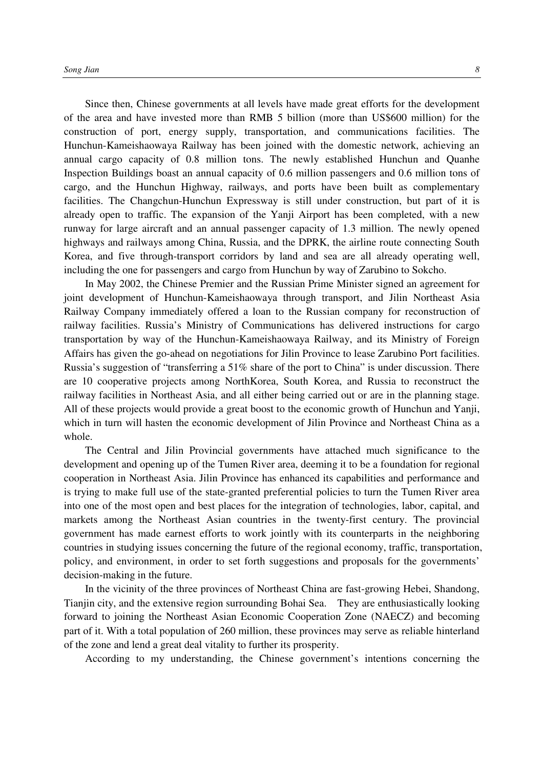Since then, Chinese governments at all levels have made great efforts for the development of the area and have invested more than RMB 5 billion (more than US$600 million) for the construction of port, energy supply, transportation, and communications facilities. The Hunchun-Kameishaowaya Railway has been joined with the domestic network, achieving an annual cargo capacity of 0.8 million tons. The newly established Hunchun and Quanhe Inspection Buildings boast an annual capacity of 0.6 million passengers and 0.6 million tons of cargo, and the Hunchun Highway, railways, and ports have been built as complementary facilities. The Changchun-Hunchun Expressway is still under construction, but part of it is already open to traffic. The expansion of the Yanji Airport has been completed, with a new runway for large aircraft and an annual passenger capacity of 1.3 million. The newly opened highways and railways among China, Russia, and the DPRK, the airline route connecting South Korea, and five through-transport corridors by land and sea are all already operating well, including the one for passengers and cargo from Hunchun by way of Zarubino to Sokcho.

In May 2002, the Chinese Premier and the Russian Prime Minister signed an agreement for joint development of Hunchun-Kameishaowaya through transport, and Jilin Northeast Asia Railway Company immediately offered a loan to the Russian company for reconstruction of railway facilities. Russia's Ministry of Communications has delivered instructions for cargo transportation by way of the Hunchun-Kameishaowaya Railway, and its Ministry of Foreign Affairs has given the go-ahead on negotiations for Jilin Province to lease Zarubino Port facilities. Russia's suggestion of "transferring a 51% share of the port to China" is under discussion. There are 10 cooperative projects among NorthKorea, South Korea, and Russia to reconstruct the railway facilities in Northeast Asia, and all either being carried out or are in the planning stage. All of these projects would provide a great boost to the economic growth of Hunchun and Yanji, which in turn will hasten the economic development of Jilin Province and Northeast China as a whole.

The Central and Jilin Provincial governments have attached much significance to the development and opening up of the Tumen River area, deeming it to be a foundation for regional cooperation in Northeast Asia. Jilin Province has enhanced its capabilities and performance and is trying to make full use of the state-granted preferential policies to turn the Tumen River area into one of the most open and best places for the integration of technologies, labor, capital, and markets among the Northeast Asian countries in the twenty-first century. The provincial government has made earnest efforts to work jointly with its counterparts in the neighboring countries in studying issues concerning the future of the regional economy, traffic, transportation, policy, and environment, in order to set forth suggestions and proposals for the governments' decision-making in the future.

In the vicinity of the three provinces of Northeast China are fast-growing Hebei, Shandong, Tianjin city, and the extensive region surrounding Bohai Sea. They are enthusiastically looking forward to joining the Northeast Asian Economic Cooperation Zone (NAECZ) and becoming part of it. With a total population of 260 million, these provinces may serve as reliable hinterland of the zone and lend a great deal vitality to further its prosperity.

According to my understanding, the Chinese government's intentions concerning the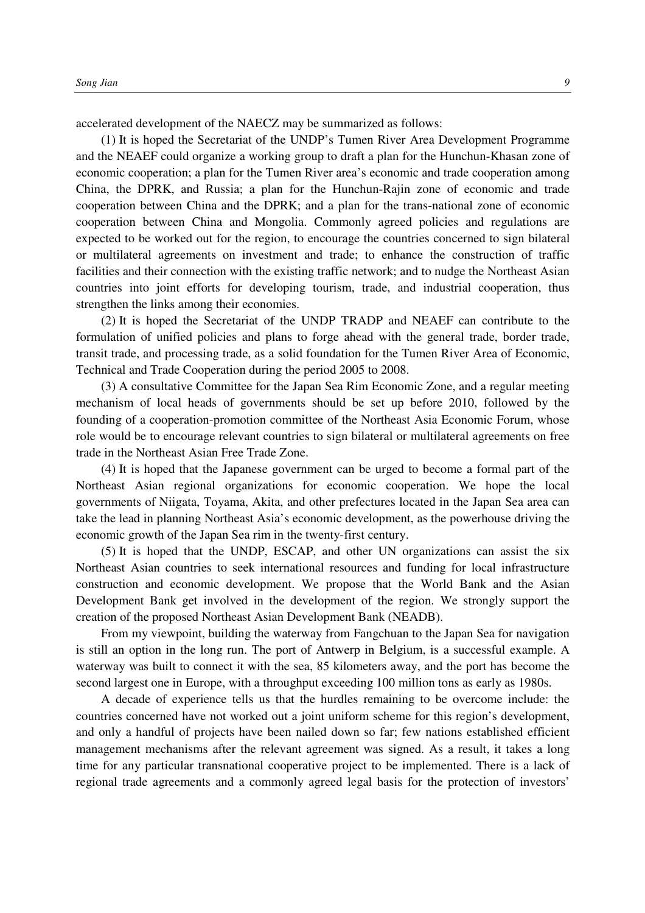accelerated development of the NAECZ may be summarized as follows:

(1) It is hoped the Secretariat of the UNDP's Tumen River Area Development Programme and the NEAEF could organize a working group to draft a plan for the Hunchun-Khasan zone of economic cooperation; a plan for the Tumen River area's economic and trade cooperation among China, the DPRK, and Russia; a plan for the Hunchun-Rajin zone of economic and trade cooperation between China and the DPRK; and a plan for the trans-national zone of economic cooperation between China and Mongolia. Commonly agreed policies and regulations are expected to be worked out for the region, to encourage the countries concerned to sign bilateral or multilateral agreements on investment and trade; to enhance the construction of traffic facilities and their connection with the existing traffic network; and to nudge the Northeast Asian countries into joint efforts for developing tourism, trade, and industrial cooperation, thus strengthen the links among their economies.

(2) It is hoped the Secretariat of the UNDP TRADP and NEAEF can contribute to the formulation of unified policies and plans to forge ahead with the general trade, border trade, transit trade, and processing trade, as a solid foundation for the Tumen River Area of Economic, Technical and Trade Cooperation during the period 2005 to 2008.

(3) A consultative Committee for the Japan Sea Rim Economic Zone, and a regular meeting mechanism of local heads of governments should be set up before 2010, followed by the founding of a cooperation-promotion committee of the Northeast Asia Economic Forum, whose role would be to encourage relevant countries to sign bilateral or multilateral agreements on free trade in the Northeast Asian Free Trade Zone.

(4) It is hoped that the Japanese government can be urged to become a formal part of the Northeast Asian regional organizations for economic cooperation. We hope the local governments of Niigata, Toyama, Akita, and other prefectures located in the Japan Sea area can take the lead in planning Northeast Asia's economic development, as the powerhouse driving the economic growth of the Japan Sea rim in the twenty-first century.

(5) It is hoped that the UNDP, ESCAP, and other UN organizations can assist the six Northeast Asian countries to seek international resources and funding for local infrastructure construction and economic development. We propose that the World Bank and the Asian Development Bank get involved in the development of the region. We strongly support the creation of the proposed Northeast Asian Development Bank (NEADB).

From my viewpoint, building the waterway from Fangchuan to the Japan Sea for navigation is still an option in the long run. The port of Antwerp in Belgium, is a successful example. A waterway was built to connect it with the sea, 85 kilometers away, and the port has become the second largest one in Europe, with a throughput exceeding 100 million tons as early as 1980s.

A decade of experience tells us that the hurdles remaining to be overcome include: the countries concerned have not worked out a joint uniform scheme for this region's development, and only a handful of projects have been nailed down so far; few nations established efficient management mechanisms after the relevant agreement was signed. As a result, it takes a long time for any particular transnational cooperative project to be implemented. There is a lack of regional trade agreements and a commonly agreed legal basis for the protection of investors'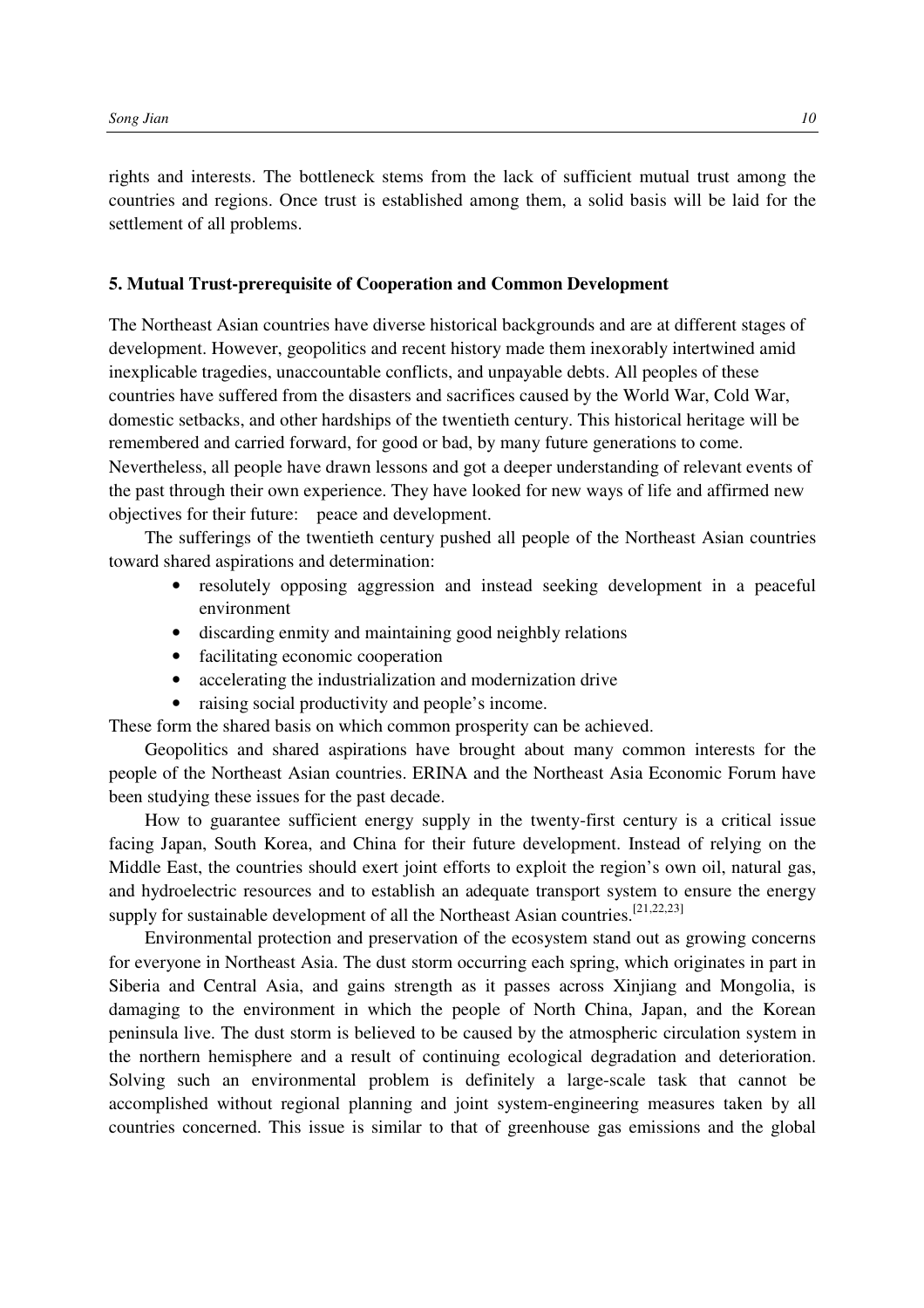rights and interests. The bottleneck stems from the lack of sufficient mutual trust among the countries and regions. Once trust is established among them, a solid basis will be laid for the settlement of all problems.

### 5. Mutual Trust-prerequisite of Cooperation and Common Development

The Northeast Asian countries have diverse historical backgrounds and are at different stages of development. However, geopolitics and recent history made them inexorably intertwined amid inexplicable tragedies, unaccountable conflicts, and unpayable debts. All peoples of these countries have suffered from the disasters and sacrifices caused by the World War, Cold War, domestic setbacks, and other hardships of the twentieth century. This historical heritage will be remembered and carried forward, for good or bad, by many future generations to come. Nevertheless, all people have drawn lessons and got a deeper understanding of relevant events of the past through their own experience. They have looked for new ways of life and affirmed new objectives for their future: peace and development.

The sufferings of the twentieth century pushed all people of the Northeast Asian countries toward shared aspirations and determination:

- resolutely opposing aggression and instead seeking development in a peaceful environment
- discarding enmity and maintaining good neighbly relations
- facilitating economic cooperation
- accelerating the industrialization and modernization drive
- raising social productivity and people's income.

These form the shared basis on which common prosperity can be achieved.

Geopolitics and shared aspirations have brought about many common interests for the people of the Northeast Asian countries. ERINA and the Northeast Asia Economic Forum have been studying these issues for the past decade.

How to guarantee sufficient energy supply in the twenty-first century is a critical issue facing Japan, South Korea, and China for their future development. Instead of relying on the Middle East, the countries should exert joint efforts to exploit the region's own oil, natural gas, and hydroelectric resources and to establish an adequate transport system to ensure the energy supply for sustainable development of all the Northeast Asian countries.[21,22,23]

Environmental protection and preservation of the ecosystem stand out as growing concerns for everyone in Northeast Asia. The dust storm occurring each spring, which originates in part in Siberia and Central Asia, and gains strength as it passes across Xinjiang and Mongolia, is damaging to the environment in which the people of North China, Japan, and the Korean peninsula live. The dust storm is believed to be caused by the atmospheric circulation system in the northern hemisphere and a result of continuing ecological degradation and deterioration. Solving such an environmental problem is definitely a large-scale task that cannot be accomplished without regional planning and joint system-engineering measures taken by all countries concerned. This issue is similar to that of greenhouse gas emissions and the global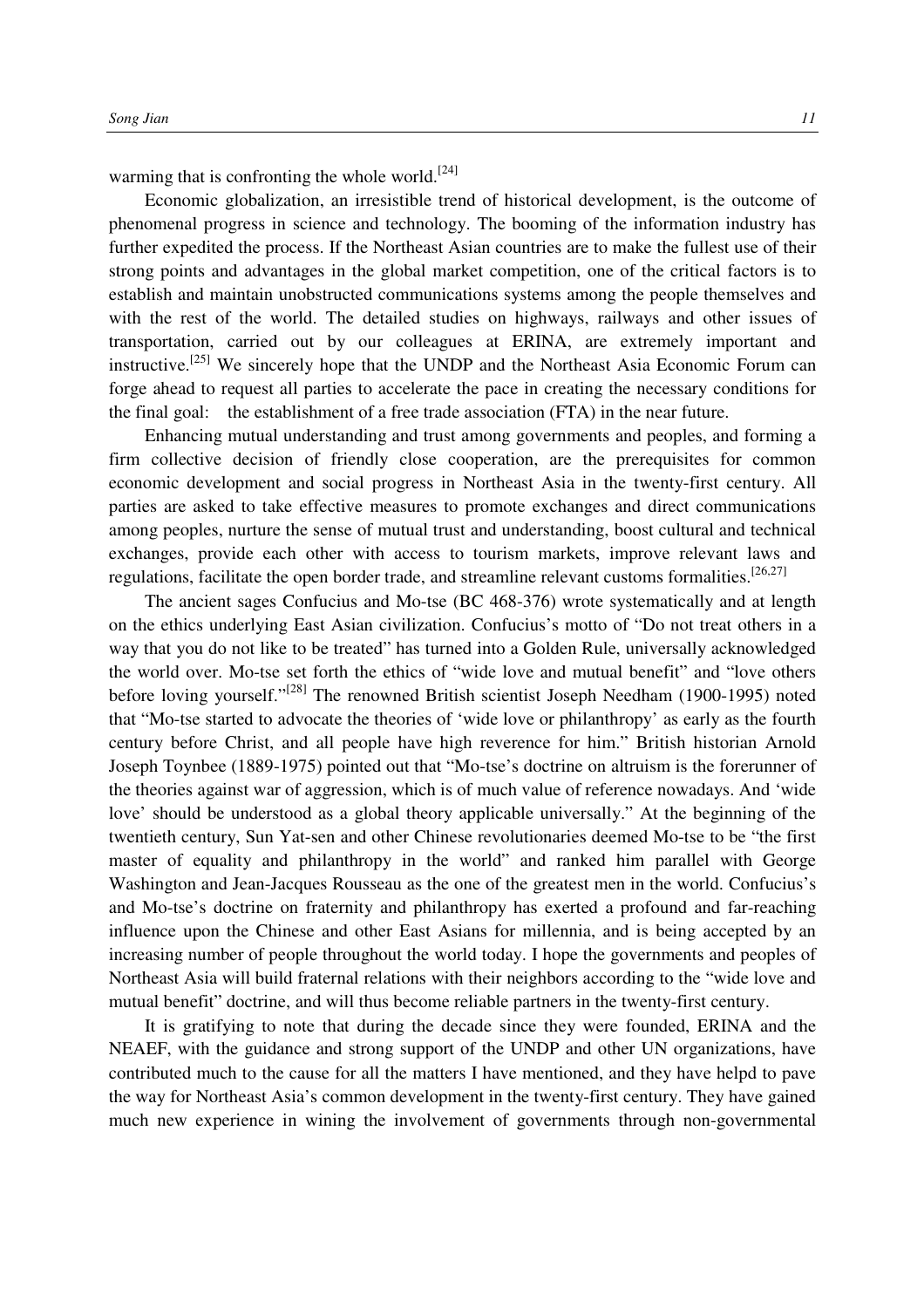warming that is confronting the whole world.[24]

Economic globalization, an irresistible trend of historical development, is the outcome of phenomenal progress in science and technology. The booming of the information industry has further expedited the process. If the Northeast Asian countries are to make the fullest use of their strong points and advantages in the global market competition, one of the critical factors is to establish and maintain unobstructed communications systems among the people themselves and with the rest of the world. The detailed studies on highways, railways and other issues of transportation, carried out by our colleagues at ERINA, are extremely important and instructive.[25] We sincerely hope that the UNDP and the Northeast Asia Economic Forum can forge ahead to request all parties to accelerate the pace in creating the necessary conditions for the final goal: the establishment of a free trade association (FTA) in the near future.

Enhancing mutual understanding and trust among governments and peoples, and forming a firm collective decision of friendly close cooperation, are the prerequisites for common economic development and social progress in Northeast Asia in the twenty-first century. All parties are asked to take effective measures to promote exchanges and direct communications among peoples, nurture the sense of mutual trust and understanding, boost cultural and technical exchanges, provide each other with access to tourism markets, improve relevant laws and regulations, facilitate the open border trade, and streamline relevant customs formalities.[26,27]

The ancient sages Confucius and Mo-tse (BC 468-376) wrote systematically and at length on the ethics underlying East Asian civilization. Confucius's motto of "Do not treat others in a way that you do not like to be treated" has turned into a Golden Rule, universally acknowledged the world over. Mo-tse set forth the ethics of "wide love and mutual benefit" and "love others before loving yourself."[28] The renowned British scientist Joseph Needham (1900-1995) noted that "Mo-tse started to advocate the theories of 'wide love or philanthropy' as early as the fourth century before Christ, and all people have high reverence for him." British historian Arnold Joseph Toynbee (1889-1975) pointed out that "Mo-tse's doctrine on altruism is the forerunner of the theories against war of aggression, which is of much value of reference nowadays. And 'wide love' should be understood as a global theory applicable universally." At the beginning of the twentieth century, Sun Yat-sen and other Chinese revolutionaries deemed Mo-tse to be "the first master of equality and philanthropy in the world" and ranked him parallel with George Washington and Jean-Jacques Rousseau as the one of the greatest men in the world. Confucius's and Mo-tse's doctrine on fraternity and philanthropy has exerted a profound and far-reaching influence upon the Chinese and other East Asians for millennia, and is being accepted by an increasing number of people throughout the world today. I hope the governments and peoples of Northeast Asia will build fraternal relations with their neighbors according to the "wide love and mutual benefit" doctrine, and will thus become reliable partners in the twenty-first century.

It is gratifying to note that during the decade since they were founded, ERINA and the NEAEF, with the guidance and strong support of the UNDP and other UN organizations, have contributed much to the cause for all the matters I have mentioned, and they have helpd to pave the way for Northeast Asia's common development in the twenty-first century. They have gained much new experience in wining the involvement of governments through non-governmental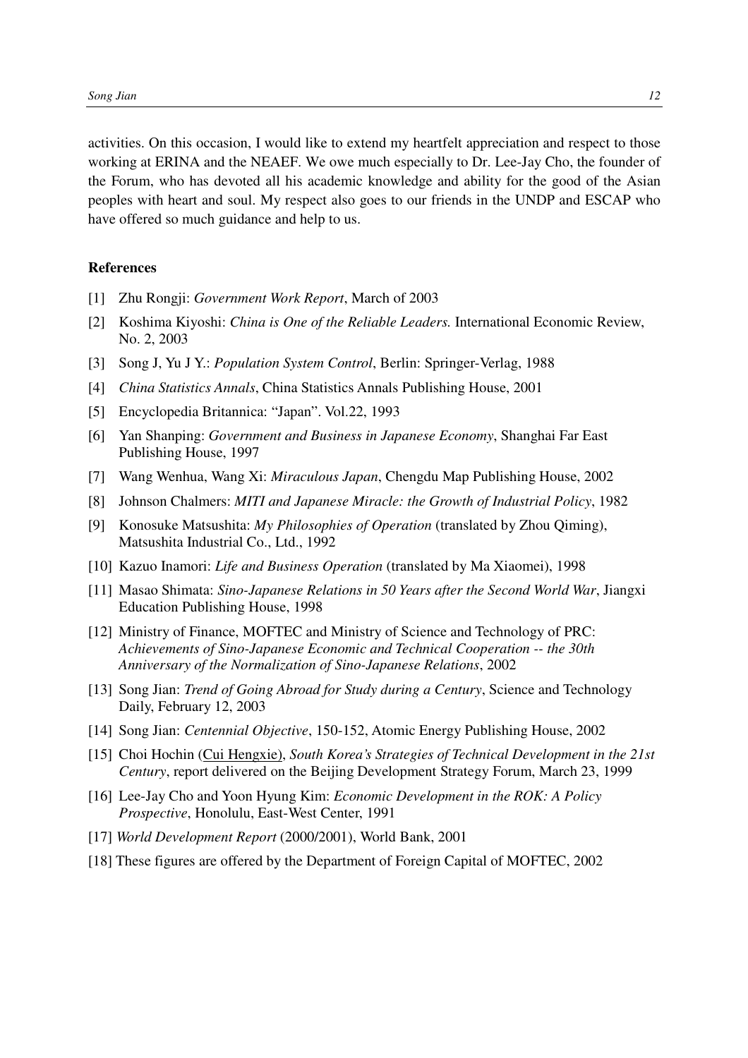activities. On this occasion, I would like to extend my heartfelt appreciation and respect to those working at ERINA and the NEAEF. We owe much especially to Dr. Lee-Jay Cho, the founder of the Forum, who has devoted all his academic knowledge and ability for the good of the Asian peoples with heart and soul. My respect also goes to our friends in the UNDP and ESCAP who have offered so much guidance and help to us.

**References**

[1] Zhu Rongji: *Government Work Report*, March of 2003

[2] Koshima Kiyoshi: *China is One of the Reliable Leaders.* International Economic Review, No. 2, 2003

[3] Song J, Yu J Y.: *Population System Control*, Berlin: Springer-Verlag, 1988

[4] *China Statistics Annals*, China Statistics Annals Publishing House, 2001

[5] Encyclopedia Britannica: "Japan". Vol.22, 1993

[6] Yan Shanping: *Government and Business in Japanese Economy*, Shanghai Far East Publishing House, 1997

[7] Wang Wenhua, Wang Xi: *Miraculous Japan*, Chengdu Map Publishing House, 2002

[8] Johnson Chalmers: *MITI and Japanese Miracle: the Growth of Industrial Policy*, 1982

[9] Konosuke Matsushita: *My Philosophies of Operation* (translated by Zhou Qiming), Matsushita Industrial Co., Ltd., 1992

[10] Kazuo Inamori: *Life and Business Operation* (translated by Ma Xiaomei), 1998

[11] Masao Shimata: *Sino-Japanese Relations in 50 Years after the Second World War*, Jiangxi Education Publishing House, 1998

[12] Ministry of Finance, MOFTEC and Ministry of Science and Technology of PRC: *Achievements of Sino-Japanese Economic and Technical Cooperation -- the 30th Anniversary of the Normalization of Sino-Japanese Relations*, 2002

[13] Song Jian: *Trend of Going Abroad for Study during a Century*, Science and Technology Daily, February 12, 2003

[14] Song Jian: *Centennial Objective*, 150-152, Atomic Energy Publishing House, 2002

[15] Choi Hochin (Cui Hengxie), *South Korea's Strategies of Technical Development in the 21st Century*, report delivered on the Beijing Development Strategy Forum, March 23, 1999

[16] Lee-Jay Cho and Yoon Hyung Kim: *Economic Development in the ROK: A Policy Prospective*, Honolulu, East-West Center, 1991

[17] *World Development Report* (2000/2001), World Bank, 2001

[18] These figures are offered by the Department of Foreign Capital of MOFTEC, 2002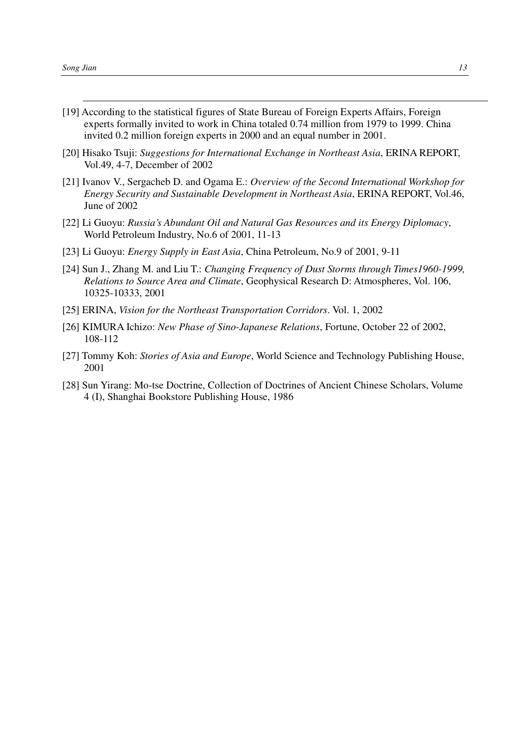[19] According to the statistical figures of State Bureau of Foreign Experts Affairs, Foreign experts formally invited to work in China totaled 0.74 million from 1979 to 1999. China invited 0.2 million foreign experts in 2000 and an equal number in 2001.

[20] Hisako Tsuji: *Suggestions for International Exchange in Northeast Asia*, ERINA REPORT, Vol.49, 4-7, December of 2002

[21] Ivanov V., Sergacheb D. and Ogama E.: *Overview of the Second International Workshop for Energy Security and Sustainable Development in Northeast Asia*, ERINA REPORT, Vol.46, June of 2002

[22] Li Guoyu: *Russia's Abundant Oil and Natural Gas Resources and its Energy Diplomacy*, World Petroleum Industry, No.6 of 2001, 11-13

[23] Li Guoyu: *Energy Supply in East Asia*, China Petroleum, No.9 of 2001, 9-11

[24] Sun J., Zhang M. and Liu T.: *Changing Frequency of Dust Storms through Times1960-1999, Relations to Source Area and Climate*, Geophysical Research D: Atmospheres, Vol. 106, 10325-10333, 2001

[25] ERINA, *Vision for the Northeast Transportation Corridors*. Vol. 1, 2002

[26] KIMURA Ichizo: *New Phase of Sino-Japanese Relations*, Fortune, October 22 of 2002, 108-112

[27] Tommy Koh: *Stories of Asia and Europe*, World Science and Technology Publishing House, 2001

[28] Sun Yirang: Mo-tse Doctrine, Collection of Doctrines of Ancient Chinese Scholars, Volume 4 (I), Shanghai Bookstore Publishing House, 1986